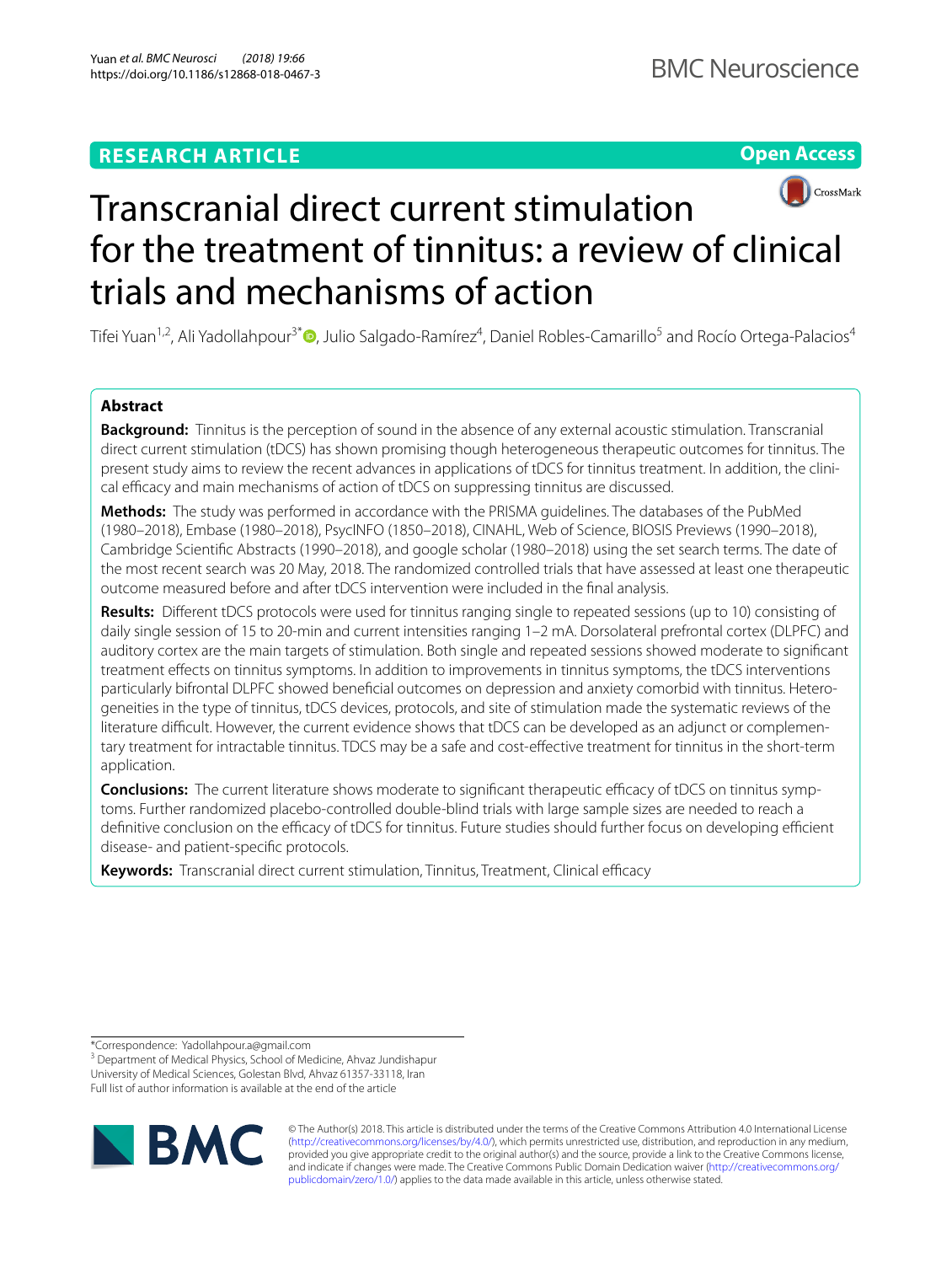# Transcranial direct current stimulation for the treatment of tinnitus: a review of clinical trials and mechanisms of action

Tifei Yuan[1,2], Ali Yadollahpour[3*], Julio Salgado-Ramírez[4], Daniel Robles-Camarillo[5] and Rocío Ortega-Palacios[4]

## Abstract

**Background:** Tinnitus is the perception of sound in the absence of any external acoustic stimulation. Transcranial direct current stimulation (tDCS) has shown promising though heterogeneous therapeutic outcomes for tinnitus. The present study aims to review the recent advances in applications of tDCS for tinnitus treatment. In addition, the clinical efficacy and main mechanisms of action of tDCS on suppressing tinnitus are discussed.

**Methods:** The study was performed in accordance with the PRISMA guidelines. The databases of the PubMed (1980–2018), Embase (1980–2018), PsycINFO (1850–2018), CINAHL, Web of Science, BIOSIS Previews (1990–2018), Cambridge Scientific Abstracts (1990–2018), and google scholar (1980–2018) using the set search terms. The date of the most recent search was 20 May, 2018. The randomized controlled trials that have assessed at least one therapeutic outcome measured before and after tDCS intervention were included in the final analysis.

**Results:** Different tDCS protocols were used for tinnitus ranging single to repeated sessions (up to 10) consisting of daily single session of 15 to 20-min and current intensities ranging 1–2 mA. Dorsolateral prefrontal cortex (DLPFC) and auditory cortex are the main targets of stimulation. Both single and repeated sessions showed moderate to significant treatment effects on tinnitus symptoms. In addition to improvements in tinnitus symptoms, the tDCS interventions particularly bifrontal DLPFC showed beneficial outcomes on depression and anxiety comorbid with tinnitus. Heterogeneities in the type of tinnitus, tDCS devices, protocols, and site of stimulation made the systematic reviews of the literature difficult. However, the current evidence shows that tDCS can be developed as an adjunct or complementary treatment for intractable tinnitus. TDCS may be a safe and cost-effective treatment for tinnitus in the short-term application.

**Conclusions:** The current literature shows moderate to significant therapeutic efficacy of tDCS on tinnitus symptoms. Further randomized placebo-controlled double-blind trials with large sample sizes are needed to reach a definitive conclusion on the efficacy of tDCS for tinnitus. Future studies should further focus on developing efficient disease- and patient-specific protocols.

**Keywords:** Transcranial direct current stimulation, Tinnitus, Treatment, Clinical efficacy

*Correspondence: Yadollahpour.a@gmail.com
[3] Department of Medical Physics, School of Medicine, Ahvaz Jundishapur University of Medical Sciences, Golestan Blvd, Ahvaz 61357-33118, Iran
Full list of author information is available at the end of the article

© The Author(s) 2018. This article is distributed under the terms of the Creative Commons Attribution 4.0 International License (http://creativecommons.org/licenses/by/4.0/), which permits unrestricted use, distribution, and reproduction in any medium, provided you give appropriate credit to the original author(s) and the source, provide a link to the Creative Commons license, and indicate if changes were made. The Creative Commons Public Domain Dedication waiver (http://creativecommons.org/publicdomain/zero/1.0/) applies to the data made available in this article, unless otherwise stated.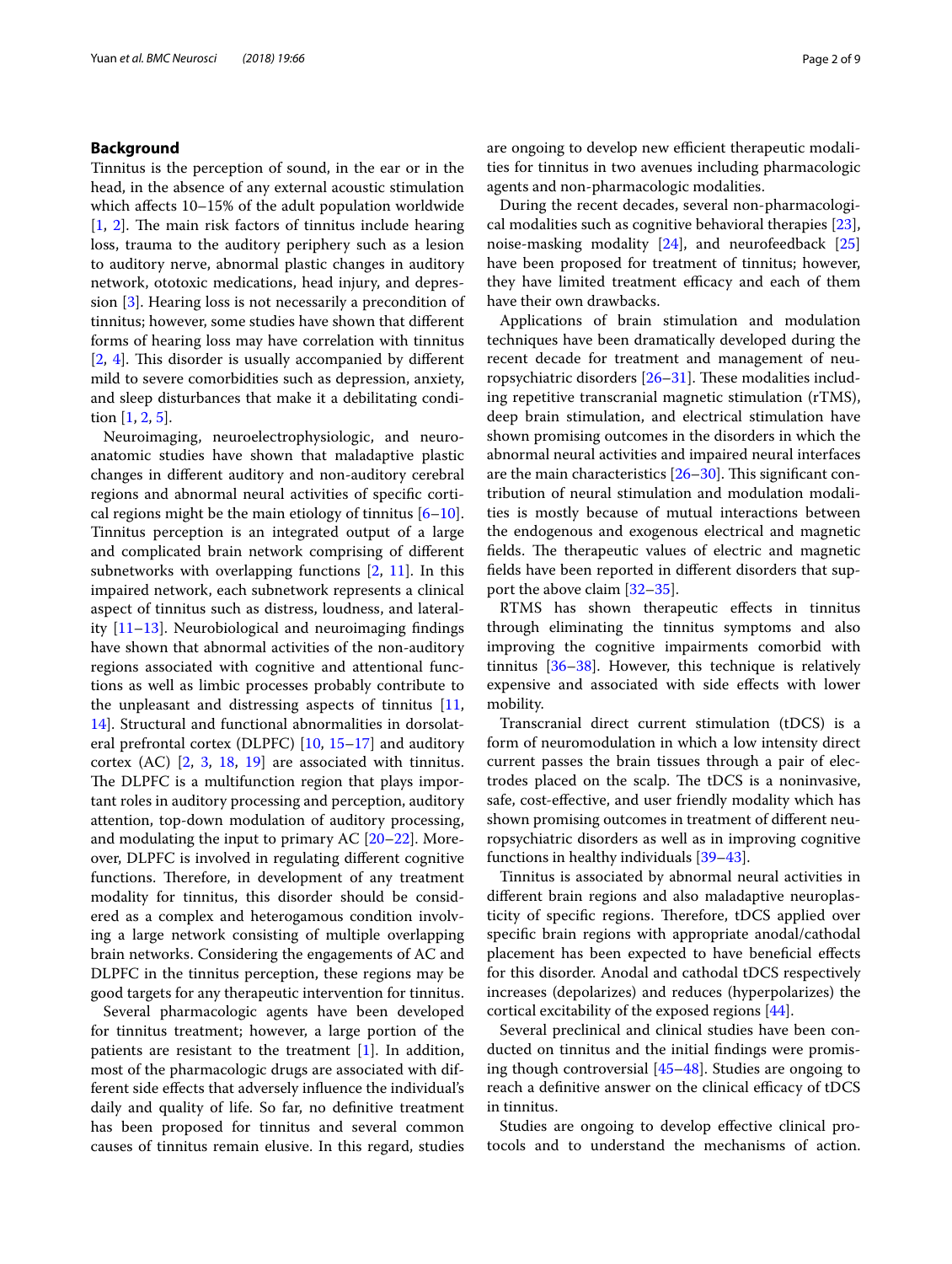## Background

Tinnitus is the perception of sound, in the ear or in the head, in the absence of any external acoustic stimulation which affects 10–15% of the adult population worldwide [1, 2]. The main risk factors of tinnitus include hearing loss, trauma to the auditory periphery such as a lesion to auditory nerve, abnormal plastic changes in auditory network, ototoxic medications, head injury, and depression [3]. Hearing loss is not necessarily a precondition of tinnitus; however, some studies have shown that different forms of hearing loss may have correlation with tinnitus [2, 4]. This disorder is usually accompanied by different mild to severe comorbidities such as depression, anxiety, and sleep disturbances that make it a debilitating condition [1, 2, 5].

Neuroimaging, neuroelectrophysiologic, and neuroanatomic studies have shown that maladaptive plastic changes in different auditory and non-auditory cerebral regions and abnormal neural activities of specific cortical regions might be the main etiology of tinnitus [6–10]. Tinnitus perception is an integrated output of a large and complicated brain network comprising of different subnetworks with overlapping functions [2, 11]. In this impaired network, each subnetwork represents a clinical aspect of tinnitus such as distress, loudness, and laterality [11–13]. Neurobiological and neuroimaging findings have shown that abnormal activities of the non-auditory regions associated with cognitive and attentional functions as well as limbic processes probably contribute to the unpleasant and distressing aspects of tinnitus [11, 14]. Structural and functional abnormalities in dorsolateral prefrontal cortex (DLPFC) [10, 15–17] and auditory cortex (AC) [2, 3, 18, 19] are associated with tinnitus. The DLPFC is a multifunction region that plays important roles in auditory processing and perception, auditory attention, top-down modulation of auditory processing, and modulating the input to primary AC [20–22]. Moreover, DLPFC is involved in regulating different cognitive functions. Therefore, in development of any treatment modality for tinnitus, this disorder should be considered as a complex and heterogamous condition involving a large network consisting of multiple overlapping brain networks. Considering the engagements of AC and DLPFC in the tinnitus perception, these regions may be good targets for any therapeutic intervention for tinnitus.

Several pharmacologic agents have been developed for tinnitus treatment; however, a large portion of the patients are resistant to the treatment [1]. In addition, most of the pharmacologic drugs are associated with different side effects that adversely influence the individual's daily and quality of life. So far, no definitive treatment has been proposed for tinnitus and several common causes of tinnitus remain elusive. In this regard, studies are ongoing to develop new efficient therapeutic modalities for tinnitus in two avenues including pharmacologic agents and non-pharmacologic modalities.

During the recent decades, several non-pharmacological modalities such as cognitive behavioral therapies [23], noise-masking modality [24], and neurofeedback [25] have been proposed for treatment of tinnitus; however, they have limited treatment efficacy and each of them have their own drawbacks.

Applications of brain stimulation and modulation techniques have been dramatically developed during the recent decade for treatment and management of neuropsychiatric disorders [26–31]. These modalities including repetitive transcranial magnetic stimulation (rTMS), deep brain stimulation, and electrical stimulation have shown promising outcomes in the disorders in which the abnormal neural activities and impaired neural interfaces are the main characteristics [26–30]. This significant contribution of neural stimulation and modulation modalities is mostly because of mutual interactions between the endogenous and exogenous electrical and magnetic fields. The therapeutic values of electric and magnetic fields have been reported in different disorders that support the above claim [32–35].

RTMS has shown therapeutic effects in tinnitus through eliminating the tinnitus symptoms and also improving the cognitive impairments comorbid with tinnitus [36–38]. However, this technique is relatively expensive and associated with side effects with lower mobility.

Transcranial direct current stimulation (tDCS) is a form of neuromodulation in which a low intensity direct current passes the brain tissues through a pair of electrodes placed on the scalp. The tDCS is a noninvasive, safe, cost-effective, and user friendly modality which has shown promising outcomes in treatment of different neuropsychiatric disorders as well as in improving cognitive functions in healthy individuals [39–43].

Tinnitus is associated by abnormal neural activities in different brain regions and also maladaptive neuroplasticity of specific regions. Therefore, tDCS applied over specific brain regions with appropriate anodal/cathodal placement has been expected to have beneficial effects for this disorder. Anodal and cathodal tDCS respectively increases (depolarizes) and reduces (hyperpolarizes) the cortical excitability of the exposed regions [44].

Several preclinical and clinical studies have been conducted on tinnitus and the initial findings were promising though controversial [45–48]. Studies are ongoing to reach a definitive answer on the clinical efficacy of tDCS in tinnitus.

Studies are ongoing to develop effective clinical protocols and to understand the mechanisms of action.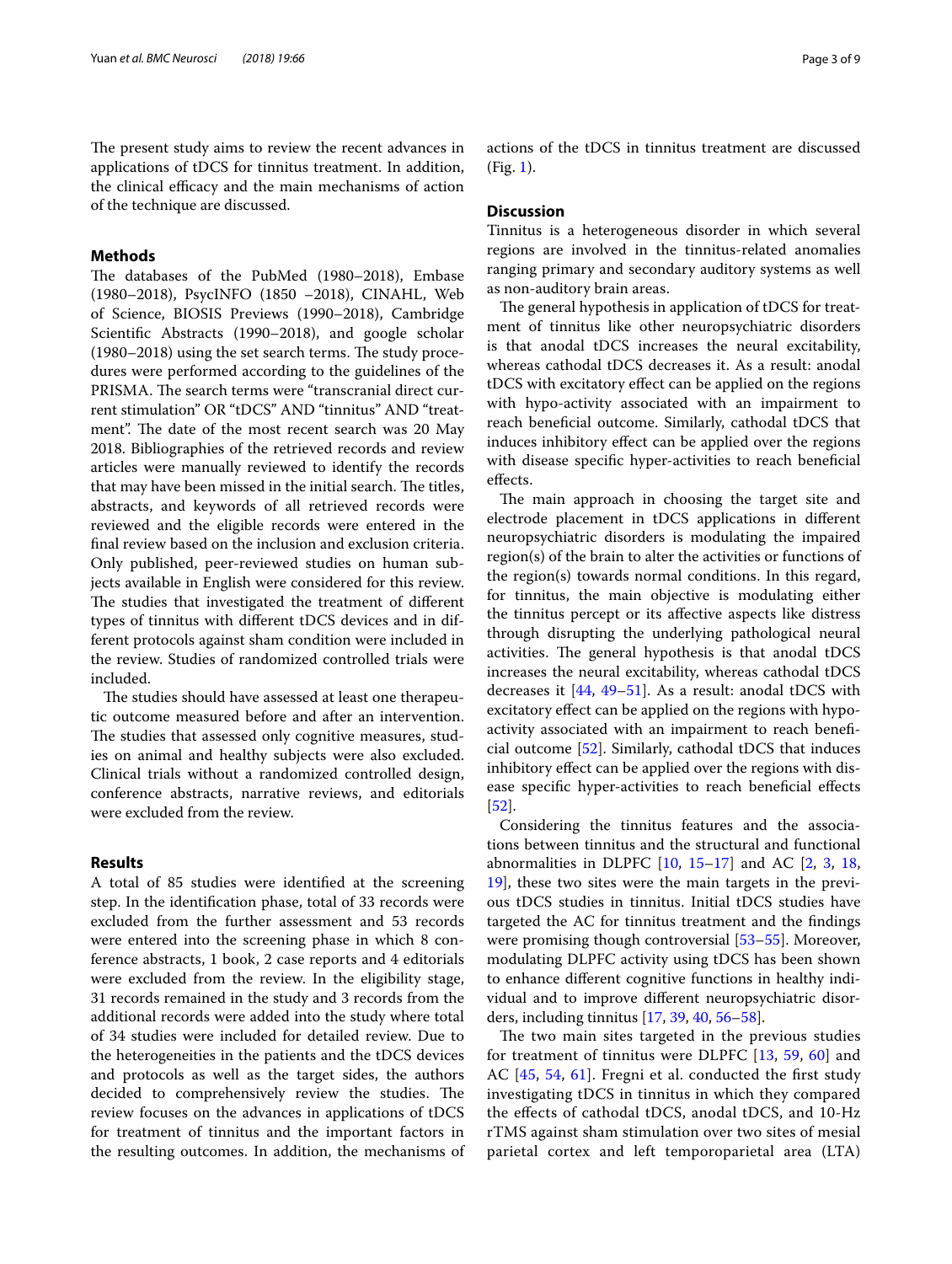The present study aims to review the recent advances in applications of tDCS for tinnitus treatment. In addition, the clinical efficacy and the main mechanisms of action of the technique are discussed.

## Methods

The databases of the PubMed (1980–2018), Embase (1980–2018), PsycINFO (1850 –2018), CINAHL, Web of Science, BIOSIS Previews (1990–2018), Cambridge Scientific Abstracts (1990–2018), and google scholar (1980–2018) using the set search terms. The study procedures were performed according to the guidelines of the PRISMA. The search terms were "transcranial direct current stimulation" OR "tDCS" AND "tinnitus" AND "treatment". The date of the most recent search was 20 May 2018. Bibliographies of the retrieved records and review articles were manually reviewed to identify the records that may have been missed in the initial search. The titles, abstracts, and keywords of all retrieved records were reviewed and the eligible records were entered in the final review based on the inclusion and exclusion criteria. Only published, peer-reviewed studies on human subjects available in English were considered for this review. The studies that investigated the treatment of different types of tinnitus with different tDCS devices and in different protocols against sham condition were included in the review. Studies of randomized controlled trials were included.

The studies should have assessed at least one therapeutic outcome measured before and after an intervention. The studies that assessed only cognitive measures, studies on animal and healthy subjects were also excluded. Clinical trials without a randomized controlled design, conference abstracts, narrative reviews, and editorials were excluded from the review.

## Results

A total of 85 studies were identified at the screening step. In the identification phase, total of 33 records were excluded from the further assessment and 53 records were entered into the screening phase in which 8 conference abstracts, 1 book, 2 case reports and 4 editorials were excluded from the review. In the eligibility stage, 31 records remained in the study and 3 records from the additional records were added into the study where total of 34 studies were included for detailed review. Due to the heterogeneities in the patients and the tDCS devices and protocols as well as the target sides, the authors decided to comprehensively review the studies. The review focuses on the advances in applications of tDCS for treatment of tinnitus and the important factors in the resulting outcomes. In addition, the mechanisms of actions of the tDCS in tinnitus treatment are discussed (Fig. 1).

## Discussion

Tinnitus is a heterogeneous disorder in which several regions are involved in the tinnitus-related anomalies ranging primary and secondary auditory systems as well as non-auditory brain areas.

The general hypothesis in application of tDCS for treatment of tinnitus like other neuropsychiatric disorders is that anodal tDCS increases the neural excitability, whereas cathodal tDCS decreases it. As a result: anodal tDCS with excitatory effect can be applied on the regions with hypo-activity associated with an impairment to reach beneficial outcome. Similarly, cathodal tDCS that induces inhibitory effect can be applied over the regions with disease specific hyper-activities to reach beneficial effects.

The main approach in choosing the target site and electrode placement in tDCS applications in different neuropsychiatric disorders is modulating the impaired region(s) of the brain to alter the activities or functions of the region(s) towards normal conditions. In this regard, for tinnitus, the main objective is modulating either the tinnitus percept or its affective aspects like distress through disrupting the underlying pathological neural activities. The general hypothesis is that anodal tDCS increases the neural excitability, whereas cathodal tDCS decreases it [44, 49–51]. As a result: anodal tDCS with excitatory effect can be applied on the regions with hypo-activity associated with an impairment to reach beneficial outcome [52]. Similarly, cathodal tDCS that induces inhibitory effect can be applied over the regions with disease specific hyper-activities to reach beneficial effects [52].

Considering the tinnitus features and the associations between tinnitus and the structural and functional abnormalities in DLPFC [10, 15–17] and AC [2, 3, 18, 19], these two sites were the main targets in the previous tDCS studies in tinnitus. Initial tDCS studies have targeted the AC for tinnitus treatment and the findings were promising though controversial [53–55]. Moreover, modulating DLPFC activity using tDCS has been shown to enhance different cognitive functions in healthy individual and to improve different neuropsychiatric disorders, including tinnitus [17, 39, 40, 56–58].

The two main sites targeted in the previous studies for treatment of tinnitus were DLPFC [13, 59, 60] and AC [45, 54, 61]. Fregni et al. conducted the first study investigating tDCS in tinnitus in which they compared the effects of cathodal tDCS, anodal tDCS, and 10-Hz rTMS against sham stimulation over two sites of mesial parietal cortex and left temporoparietal area (LTA)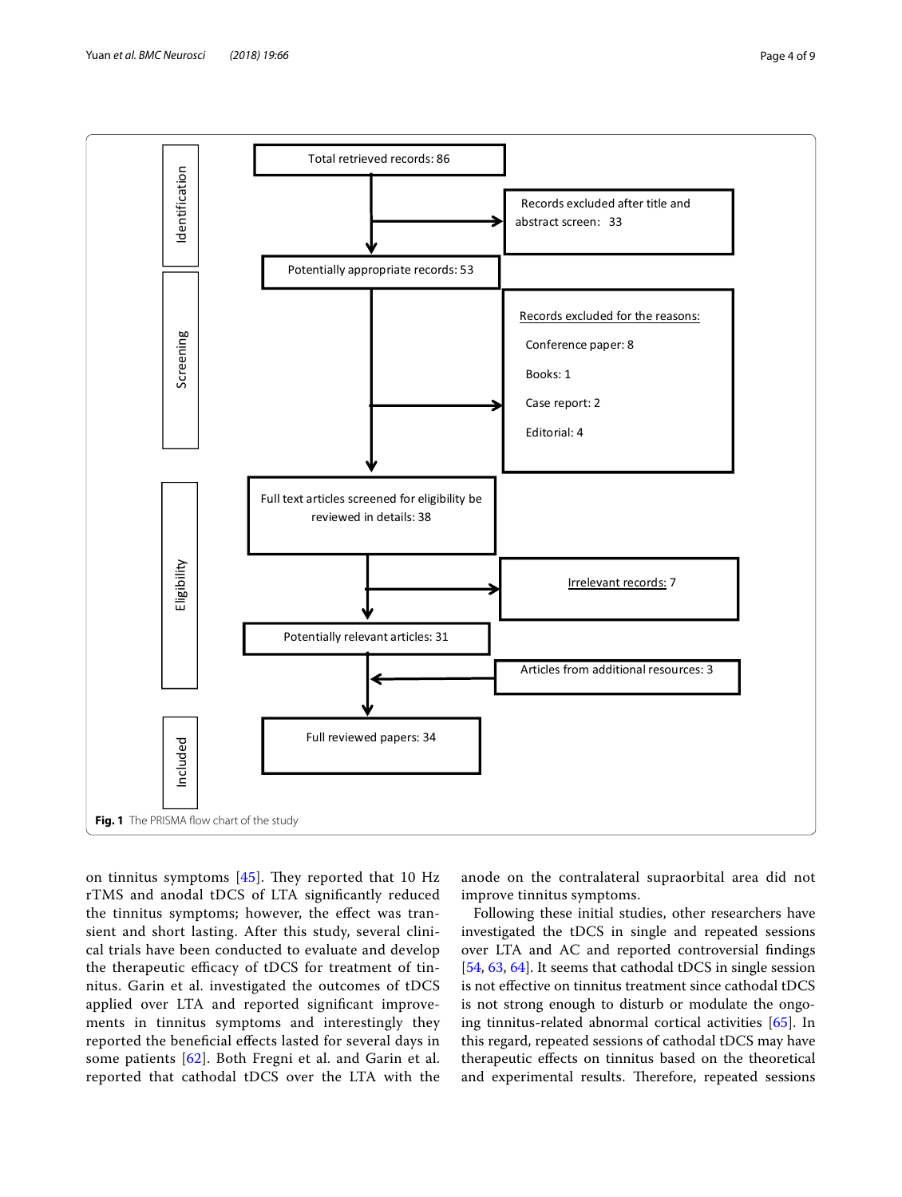Identification

- Total retrieved records: 86
- Records excluded after title and abstract screen: 33
- Potentially appropriate records: 53

Screening

- Records excluded for the reasons:
  - Conference paper: 8
  - Books: 1
  - Case report: 2
  - Editorial: 4

Eligibility

- Full text articles screened for eligibility be reviewed in details: 38
- Irrelevant records: 7
- Potentially relevant articles: 31
- Articles from additional resources: 3

Included

- Full reviewed papers: 34

**Fig. 1** The PRISMA flow chart of the study

on tinnitus symptoms [45]. They reported that 10 Hz rTMS and anodal tDCS of LTA significantly reduced the tinnitus symptoms; however, the effect was transient and short lasting. After this study, several clinical trials have been conducted to evaluate and develop the therapeutic efficacy of tDCS for treatment of tinnitus. Garin et al. investigated the outcomes of tDCS applied over LTA and reported significant improvements in tinnitus symptoms and interestingly they reported the beneficial effects lasted for several days in some patients [62]. Both Fregni et al. and Garin et al. reported that cathodal tDCS over the LTA with the anode on the contralateral supraorbital area did not improve tinnitus symptoms.

Following these initial studies, other researchers have investigated the tDCS in single and repeated sessions over LTA and AC and reported controversial findings [54, 63, 64]. It seems that cathodal tDCS in single session is not effective on tinnitus treatment since cathodal tDCS is not strong enough to disturb or modulate the ongoing tinnitus-related abnormal cortical activities [65]. In this regard, repeated sessions of cathodal tDCS may have therapeutic effects on tinnitus based on the theoretical and experimental results. Therefore, repeated sessions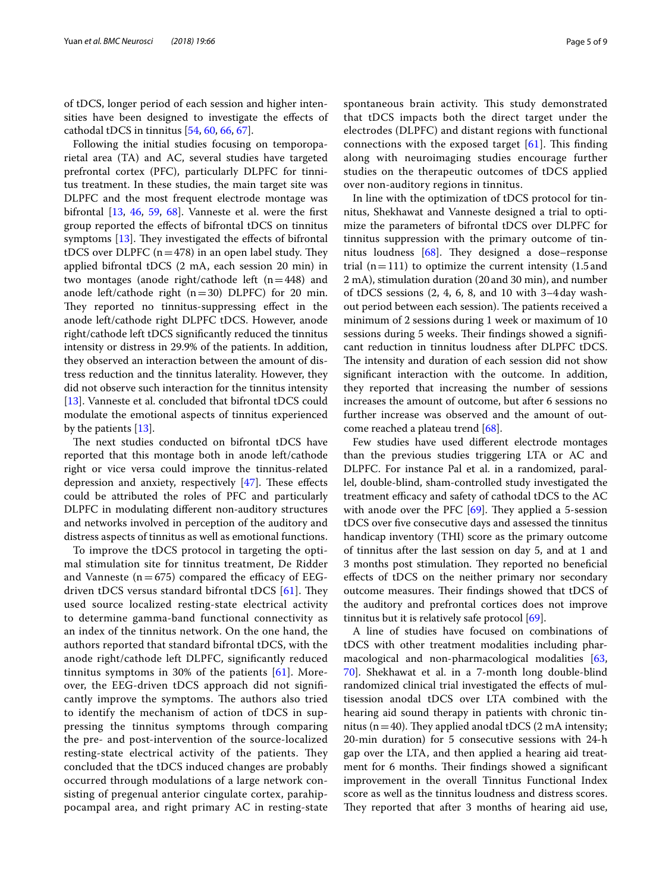of tDCS, longer period of each session and higher intensities have been designed to investigate the effects of cathodal tDCS in tinnitus [54, 60, 66, 67].

Following the initial studies focusing on temporoparietal area (TA) and AC, several studies have targeted prefrontal cortex (PFC), particularly DLPFC for tinnitus treatment. In these studies, the main target site was DLPFC and the most frequent electrode montage was bifrontal [13, 46, 59, 68]. Vanneste et al. were the first group reported the effects of bifrontal tDCS on tinnitus symptoms [13]. They investigated the effects of bifrontal tDCS over DLPFC (n = 478) in an open label study. They applied bifrontal tDCS (2 mA, each session 20 min) in two montages (anode right/cathode left (n = 448) and anode left/cathode right (n = 30) DLPFC) for 20 min. They reported no tinnitus-suppressing effect in the anode left/cathode right DLPFC tDCS. However, anode right/cathode left tDCS significantly reduced the tinnitus intensity or distress in 29.9% of the patients. In addition, they observed an interaction between the amount of distress reduction and the tinnitus laterality. However, they did not observe such interaction for the tinnitus intensity [13]. Vanneste et al. concluded that bifrontal tDCS could modulate the emotional aspects of tinnitus experienced by the patients [13].

The next studies conducted on bifrontal tDCS have reported that this montage both in anode left/cathode right or vice versa could improve the tinnitus-related depression and anxiety, respectively [47]. These effects could be attributed the roles of PFC and particularly DLPFC in modulating different non-auditory structures and networks involved in perception of the auditory and distress aspects of tinnitus as well as emotional functions.

To improve the tDCS protocol in targeting the optimal stimulation site for tinnitus treatment, De Ridder and Vanneste (n = 675) compared the efficacy of EEG-driven tDCS versus standard bifrontal tDCS [61]. They used source localized resting-state electrical activity to determine gamma-band functional connectivity as an index of the tinnitus network. On the one hand, the authors reported that standard bifrontal tDCS, with the anode right/cathode left DLPFC, significantly reduced tinnitus symptoms in 30% of the patients [61]. Moreover, the EEG-driven tDCS approach did not significantly improve the symptoms. The authors also tried to identify the mechanism of action of tDCS in suppressing the tinnitus symptoms through comparing the pre- and post-intervention of the source-localized resting-state electrical activity of the patients. They concluded that the tDCS induced changes are probably occurred through modulations of a large network consisting of pregenual anterior cingulate cortex, parahippocampal area, and right primary AC in resting-state spontaneous brain activity. This study demonstrated that tDCS impacts both the direct target under the electrodes (DLPFC) and distant regions with functional connections with the exposed target [61]. This finding along with neuroimaging studies encourage further studies on the therapeutic outcomes of tDCS applied over non-auditory regions in tinnitus.

In line with the optimization of tDCS protocol for tinnitus, Shekhawat and Vanneste designed a trial to optimize the parameters of bifrontal tDCS over DLPFC for tinnitus suppression with the primary outcome of tinnitus loudness [68]. They designed a dose–response trial (n = 111) to optimize the current intensity (1.5 and 2 mA), stimulation duration (20 and 30 min), and number of tDCS sessions (2, 4, 6, 8, and 10 with 3–4 day washout period between each session). The patients received a minimum of 2 sessions during 1 week or maximum of 10 sessions during 5 weeks. Their findings showed a significant reduction in tinnitus loudness after DLPFC tDCS. The intensity and duration of each session did not show significant interaction with the outcome. In addition, they reported that increasing the number of sessions increases the amount of outcome, but after 6 sessions no further increase was observed and the amount of outcome reached a plateau trend [68].

Few studies have used different electrode montages than the previous studies triggering LTA or AC and DLPFC. For instance Pal et al. in a randomized, parallel, double-blind, sham-controlled study investigated the treatment efficacy and safety of cathodal tDCS to the AC with anode over the PFC [69]. They applied a 5-session tDCS over five consecutive days and assessed the tinnitus handicap inventory (THI) score as the primary outcome of tinnitus after the last session on day 5, and at 1 and 3 months post stimulation. They reported no beneficial effects of tDCS on the neither primary nor secondary outcome measures. Their findings showed that tDCS of the auditory and prefrontal cortices does not improve tinnitus but it is relatively safe protocol [69].

A line of studies have focused on combinations of tDCS with other treatment modalities including pharmacological and non-pharmacological modalities [63, 70]. Shekhawat et al. in a 7-month long double-blind randomized clinical trial investigated the effects of multisession anodal tDCS over LTA combined with the hearing aid sound therapy in patients with chronic tinnitus (n = 40). They applied anodal tDCS (2 mA intensity; 20-min duration) for 5 consecutive sessions with 24-h gap over the LTA, and then applied a hearing aid treatment for 6 months. Their findings showed a significant improvement in the overall Tinnitus Functional Index score as well as the tinnitus loudness and distress scores. They reported that after 3 months of hearing aid use,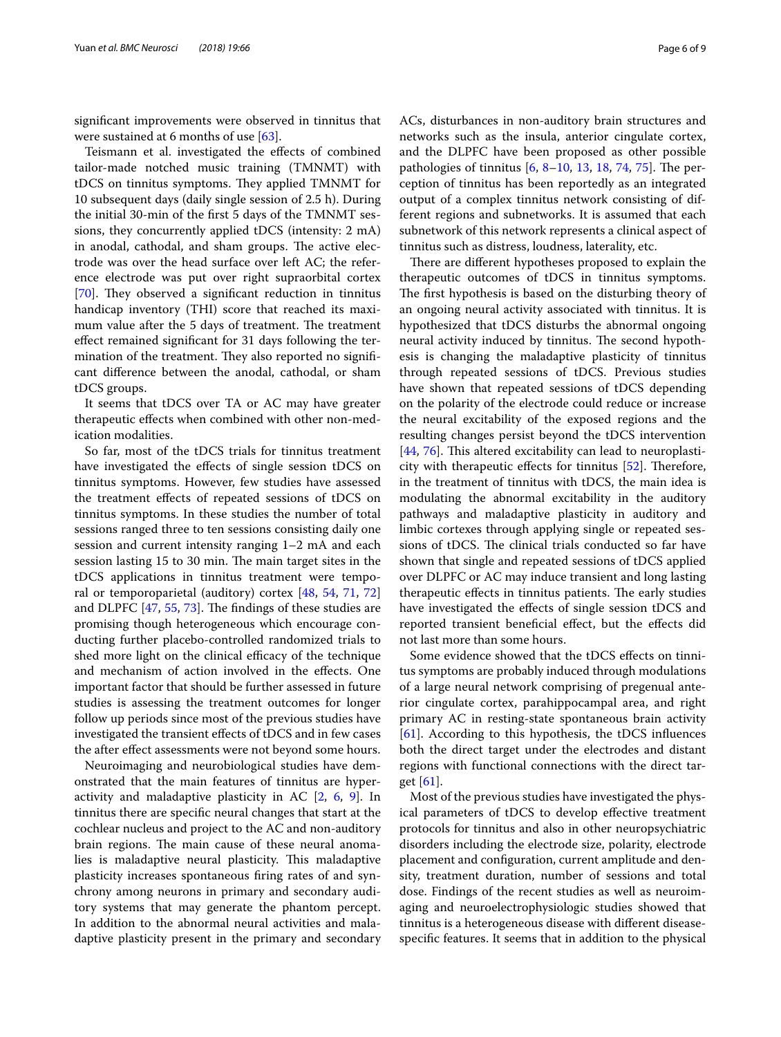significant improvements were observed in tinnitus that were sustained at 6 months of use [63].

Teismann et al. investigated the effects of combined tailor-made notched music training (TMNMT) with tDCS on tinnitus symptoms. They applied TMNMT for 10 subsequent days (daily single session of 2.5 h). During the initial 30-min of the first 5 days of the TMNMT sessions, they concurrently applied tDCS (intensity: 2 mA) in anodal, cathodal, and sham groups. The active electrode was over the head surface over left AC; the reference electrode was put over right supraorbital cortex [70]. They observed a significant reduction in tinnitus handicap inventory (THI) score that reached its maximum value after the 5 days of treatment. The treatment effect remained significant for 31 days following the termination of the treatment. They also reported no significant difference between the anodal, cathodal, or sham tDCS groups.

It seems that tDCS over TA or AC may have greater therapeutic effects when combined with other non-medication modalities.

So far, most of the tDCS trials for tinnitus treatment have investigated the effects of single session tDCS on tinnitus symptoms. However, few studies have assessed the treatment effects of repeated sessions of tDCS on tinnitus symptoms. In these studies the number of total sessions ranged three to ten sessions consisting daily one session and current intensity ranging 1–2 mA and each session lasting 15 to 30 min. The main target sites in the tDCS applications in tinnitus treatment were temporal or temporoparietal (auditory) cortex [48, 54, 71, 72] and DLPFC [47, 55, 73]. The findings of these studies are promising though heterogeneous which encourage conducting further placebo-controlled randomized trials to shed more light on the clinical efficacy of the technique and mechanism of action involved in the effects. One important factor that should be further assessed in future studies is assessing the treatment outcomes for longer follow up periods since most of the previous studies have investigated the transient effects of tDCS and in few cases the after effect assessments were not beyond some hours.

Neuroimaging and neurobiological studies have demonstrated that the main features of tinnitus are hyperactivity and maladaptive plasticity in AC [2, 6, 9]. In tinnitus there are specific neural changes that start at the cochlear nucleus and project to the AC and non-auditory brain regions. The main cause of these neural anomalies is maladaptive neural plasticity. This maladaptive plasticity increases spontaneous firing rates of and synchrony among neurons in primary and secondary auditory systems that may generate the phantom percept. In addition to the abnormal neural activities and maladaptive plasticity present in the primary and secondary ACs, disturbances in non-auditory brain structures and networks such as the insula, anterior cingulate cortex, and the DLPFC have been proposed as other possible pathologies of tinnitus [6, 8–10, 13, 18, 74, 75]. The perception of tinnitus has been reportedly as an integrated output of a complex tinnitus network consisting of different regions and subnetworks. It is assumed that each subnetwork of this network represents a clinical aspect of tinnitus such as distress, loudness, laterality, etc.

There are different hypotheses proposed to explain the therapeutic outcomes of tDCS in tinnitus symptoms. The first hypothesis is based on the disturbing theory of an ongoing neural activity associated with tinnitus. It is hypothesized that tDCS disturbs the abnormal ongoing neural activity induced by tinnitus. The second hypothesis is changing the maladaptive plasticity of tinnitus through repeated sessions of tDCS. Previous studies have shown that repeated sessions of tDCS depending on the polarity of the electrode could reduce or increase the neural excitability of the exposed regions and the resulting changes persist beyond the tDCS intervention [44, 76]. This altered excitability can lead to neuroplasticity with therapeutic effects for tinnitus [52]. Therefore, in the treatment of tinnitus with tDCS, the main idea is modulating the abnormal excitability in the auditory pathways and maladaptive plasticity in auditory and limbic cortexes through applying single or repeated sessions of tDCS. The clinical trials conducted so far have shown that single and repeated sessions of tDCS applied over DLPFC or AC may induce transient and long lasting therapeutic effects in tinnitus patients. The early studies have investigated the effects of single session tDCS and reported transient beneficial effect, but the effects did not last more than some hours.

Some evidence showed that the tDCS effects on tinnitus symptoms are probably induced through modulations of a large neural network comprising of pregenual anterior cingulate cortex, parahippocampal area, and right primary AC in resting-state spontaneous brain activity [61]. According to this hypothesis, the tDCS influences both the direct target under the electrodes and distant regions with functional connections with the direct target [61].

Most of the previous studies have investigated the physical parameters of tDCS to develop effective treatment protocols for tinnitus and also in other neuropsychiatric disorders including the electrode size, polarity, electrode placement and configuration, current amplitude and density, treatment duration, number of sessions and total dose. Findings of the recent studies as well as neuroimaging and neuroelectrophysiologic studies showed that tinnitus is a heterogeneous disease with different disease-specific features. It seems that in addition to the physical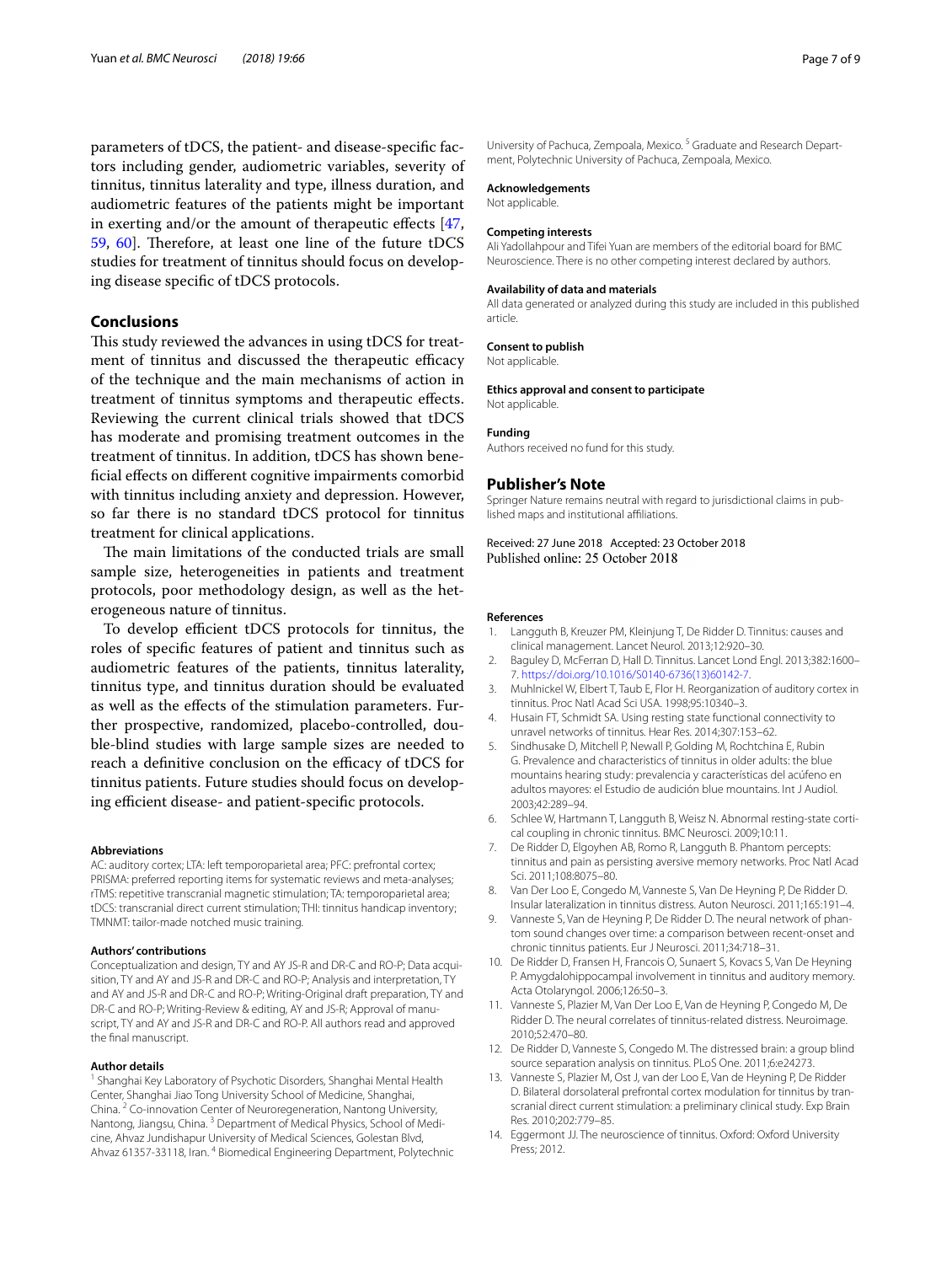parameters of tDCS, the patient- and disease-specific factors including gender, audiometric variables, severity of tinnitus, tinnitus laterality and type, illness duration, and audiometric features of the patients might be important in exerting and/or the amount of therapeutic effects [47, 59, 60]. Therefore, at least one line of the future tDCS studies for treatment of tinnitus should focus on developing disease specific of tDCS protocols.

## Conclusions

This study reviewed the advances in using tDCS for treatment of tinnitus and discussed the therapeutic efficacy of the technique and the main mechanisms of action in treatment of tinnitus symptoms and therapeutic effects. Reviewing the current clinical trials showed that tDCS has moderate and promising treatment outcomes in the treatment of tinnitus. In addition, tDCS has shown beneficial effects on different cognitive impairments comorbid with tinnitus including anxiety and depression. However, so far there is no standard tDCS protocol for tinnitus treatment for clinical applications.

The main limitations of the conducted trials are small sample size, heterogeneities in patients and treatment protocols, poor methodology design, as well as the heterogeneous nature of tinnitus.

To develop efficient tDCS protocols for tinnitus, the roles of specific features of patient and tinnitus such as audiometric features of the patients, tinnitus laterality, tinnitus type, and tinnitus duration should be evaluated as well as the effects of the stimulation parameters. Further prospective, randomized, placebo-controlled, double-blind studies with large sample sizes are needed to reach a definitive conclusion on the efficacy of tDCS for tinnitus patients. Future studies should focus on developing efficient disease- and patient-specific protocols.

#### Abbreviations

AC: auditory cortex; LTA: left temporoparietal area; PFC: prefrontal cortex; PRISMA: preferred reporting items for systematic reviews and meta-analyses; rTMS: repetitive transcranial magnetic stimulation; TA: temporoparietal area; tDCS: transcranial direct current stimulation; THI: tinnitus handicap inventory; TMNMT: tailor-made notched music training.

#### Authors' contributions

Conceptualization and design, TY and AY JS-R and DR-C and RO-P; Data acquisition, TY and AY and JS-R and DR-C and RO-P; Analysis and interpretation, TY and AY and JS-R and DR-C and RO-P; Writing-Original draft preparation, TY and DR-C and RO-P; Writing-Review & editing, AY and JS-R; Approval of manuscript, TY and AY and JS-R and DR-C and RO-P. All authors read and approved the final manuscript.

#### Author details

[1] Shanghai Key Laboratory of Psychotic Disorders, Shanghai Mental Health Center, Shanghai Jiao Tong University School of Medicine, Shanghai, China. [2] Co-innovation Center of Neuroregeneration, Nantong University, Nantong, Jiangsu, China. [3] Department of Medical Physics, School of Medicine, Ahvaz Jundishapur University of Medical Sciences, Golestan Blvd, Ahvaz 61357-33118, Iran. [4] Biomedical Engineering Department, Polytechnic University of Pachuca, Zempoala, Mexico. [5] Graduate and Research Department, Polytechnic University of Pachuca, Zempoala, Mexico.

#### Acknowledgements

Not applicable.

#### Competing interests

Ali Yadollahpour and Tifei Yuan are members of the editorial board for BMC Neuroscience. There is no other competing interest declared by authors.

#### Availability of data and materials

All data generated or analyzed during this study are included in this published article.

#### Consent to publish

Not applicable.

#### Ethics approval and consent to participate

Not applicable.

#### Funding

Authors received no fund for this study.

## Publisher's Note

Springer Nature remains neutral with regard to jurisdictional claims in published maps and institutional affiliations.

Received: 27 June 2018 Accepted: 23 October 2018
Published online: 25 October 2018

#### References

1. Langguth B, Kreuzer PM, Kleinjung T, De Ridder D. Tinnitus: causes and clinical management. Lancet Neurol. 2013;12:920–30.
2. Baguley D, McFerran D, Hall D. Tinnitus. Lancet Lond Engl. 2013;382:1600–7. https://doi.org/10.1016/S0140-6736(13)60142-7.
3. Muhlnickel W, Elbert T, Taub E, Flor H. Reorganization of auditory cortex in tinnitus. Proc Natl Acad Sci USA. 1998;95:10340–3.
4. Husain FT, Schmidt SA. Using resting state functional connectivity to unravel networks of tinnitus. Hear Res. 2014;307:153–62.
5. Sindhusake D, Mitchell P, Newall P, Golding M, Rochtchina E, Rubin G. Prevalence and characteristics of tinnitus in older adults: the blue mountains hearing study: prevalencia y características del acúfeno en adultos mayores: el Estudio de audición blue mountains. Int J Audiol. 2003;42:289–94.
6. Schlee W, Hartmann T, Langguth B, Weisz N. Abnormal resting-state cortical coupling in chronic tinnitus. BMC Neurosci. 2009;10:11.
7. De Ridder D, Elgoyhen AB, Romo R, Langguth B. Phantom percepts: tinnitus and pain as persisting aversive memory networks. Proc Natl Acad Sci. 2011;108:8075–80.
8. Van Der Loo E, Congedo M, Vanneste S, Van De Heyning P, De Ridder D. Insular lateralization in tinnitus distress. Auton Neurosci. 2011;165:191–4.
9. Vanneste S, Van de Heyning P, De Ridder D. The neural network of phantom sound changes over time: a comparison between recent-onset and chronic tinnitus patients. Eur J Neurosci. 2011;34:718–31.
10. De Ridder D, Fransen H, Francois O, Sunaert S, Kovacs S, Van De Heyning P. Amygdalohippocampal involvement in tinnitus and auditory memory. Acta Otolaryngol. 2006;126:50–3.
11. Vanneste S, Plazier M, Van Der Loo E, Van de Heyning P, Congedo M, De Ridder D. The neural correlates of tinnitus-related distress. Neuroimage. 2010;52:470–80.
12. De Ridder D, Vanneste S, Congedo M. The distressed brain: a group blind source separation analysis on tinnitus. PLoS One. 2011;6:e24273.
13. Vanneste S, Plazier M, Ost J, van der Loo E, Van de Heyning P, De Ridder D. Bilateral dorsolateral prefrontal cortex modulation for tinnitus by transcranial direct current stimulation: a preliminary clinical study. Exp Brain Res. 2010;202:779–85.
14. Eggermont JJ. The neuroscience of tinnitus. Oxford: Oxford University Press; 2012.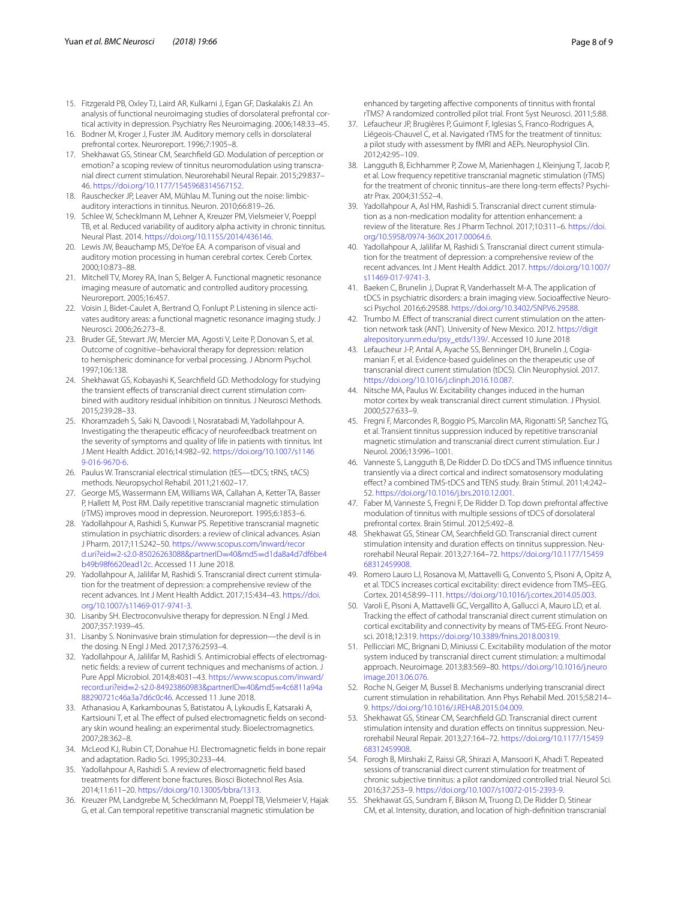15. Fitzgerald PB, Oxley TJ, Laird AR, Kulkarni J, Egan GF, Daskalakis ZJ. An analysis of functional neuroimaging studies of dorsolateral prefrontal cortical activity in depression. Psychiatry Res Neuroimaging. 2006;148:33–45.
16. Bodner M, Kroger J, Fuster JM. Auditory memory cells in dorsolateral prefrontal cortex. Neuroreport. 1996;7:1905–8.
17. Shekhawat GS, Stinear CM, Searchfield GD. Modulation of perception or emotion? a scoping review of tinnitus neuromodulation using transcranial direct current stimulation. Neurorehabil Neural Repair. 2015;29:837–46. https://doi.org/10.1177/1545968314567152.
18. Rauschecker JP, Leaver AM, Mühlau M. Tuning out the noise: limbic-auditory interactions in tinnitus. Neuron. 2010;66:819–26.
19. Schlee W, Schecklmann M, Lehner A, Kreuzer PM, Vielsmeier V, Poeppl TB, et al. Reduced variability of auditory alpha activity in chronic tinnitus. Neural Plast. 2014. https://doi.org/10.1155/2014/436146.
20. Lewis JW, Beauchamp MS, DeYoe EA. A comparison of visual and auditory motion processing in human cerebral cortex. Cereb Cortex. 2000;10:873–88.
21. Mitchell TV, Morey RA, Inan S, Belger A. Functional magnetic resonance imaging measure of automatic and controlled auditory processing. Neuroreport. 2005;16:457.
22. Voisin J, Bidet-Caulet A, Bertrand O, Fonlupt P. Listening in silence activates auditory areas: a functional magnetic resonance imaging study. J Neurosci. 2006;26:273–8.
23. Bruder GE, Stewart JW, Mercier MA, Agosti V, Leite P, Donovan S, et al. Outcome of cognitive–behavioral therapy for depression: relation to hemispheric dominance for verbal processing. J Abnorm Psychol. 1997;106:138.
24. Shekhawat GS, Kobayashi K, Searchfield GD. Methodology for studying the transient effects of transcranial direct current stimulation combined with auditory residual inhibition on tinnitus. J Neurosci Methods. 2015;239:28–33.
25. Khoramzadeh S, Saki N, Davoodi I, Nosratabadi M, Yadollahpour A. Investigating the therapeutic efficacy of neurofeedback treatment on the severity of symptoms and quality of life in patients with tinnitus. Int J Ment Health Addict. 2016;14:982–92. https://doi.org/10.1007/s11469-016-9670-6.
26. Paulus W. Transcranial electrical stimulation (tES—tDCS; tRNS, tACS) methods. Neuropsychol Rehabil. 2011;21:602–17.
27. George MS, Wassermann EM, Williams WA, Callahan A, Ketter TA, Basser P, Hallett M, Post RM. Daily repetitive transcranial magnetic stimulation (rTMS) improves mood in depression. Neuroreport. 1995;6:1853–6.
28. Yadollahpour A, Rashidi S, Kunwar PS. Repetitive transcranial magnetic stimulation in psychiatric disorders: a review of clinical advances. Asian J Pharm. 2017;11:S242–50. https://www.scopus.com/inward/record.uri?eid=2-s2.0-85026263088&partnerID=40&md5=d1da8a4d7df6be4b49b98f6620ead12c. Accessed 11 June 2018.
29. Yadollahpour A, Jalilifar M, Rashidi S. Transcranial direct current stimulation for the treatment of depression: a comprehensive review of the recent advances. Int J Ment Health Addict. 2017;15:434–43. https://doi.org/10.1007/s11469-017-9741-3.
30. Lisanby SH. Electroconvulsive therapy for depression. N Engl J Med. 2007;357:1939–45.
31. Lisanby S. Noninvasive brain stimulation for depression—the devil is in the dosing. N Engl J Med. 2017;376:2593–4.
32. Yadollahpour A, Jalilifar M, Rashidi S. Antimicrobial effects of electromagnetic fields: a review of current techniques and mechanisms of action. J Pure Appl Microbiol. 2014;8:4031–43. https://www.scopus.com/inward/record.uri?eid=2-s2.0-84923860983&partnerID=40&md5=4c6811a94a88290721c46a3a7d6c0c46. Accessed 11 June 2018.
33. Athanasiou A, Karkambounas S, Batistatou A, Lykoudis E, Katsaraki A, Kartsiouni T, et al. The effect of pulsed electromagnetic fields on secondary skin wound healing: an experimental study. Bioelectromagnetics. 2007;28:362–8.
34. McLeod KJ, Rubin CT, Donahue HJ. Electromagnetic fields in bone repair and adaptation. Radio Sci. 1995;30:233–44.
35. Yadollahpour A, Rashidi S. A review of electromagnetic field based treatments for different bone fractures. Biosci Biotechnol Res Asia. 2014;11:611–20. https://doi.org/10.13005/bbra/1313.
36. Kreuzer PM, Landgrebe M, Schecklmann M, Poeppl TB, Vielsmeier V, Hajak G, et al. Can temporal repetitive transcranial magnetic stimulation be enhanced by targeting affective components of tinnitus with frontal rTMS? A randomized controlled pilot trial. Front Syst Neurosci. 2011;5:88.
37. Lefaucheur JP, Brugières P, Guimont F, Iglesias S, Franco-Rodrigues A, Liégeois-Chauvel C, et al. Navigated rTMS for the treatment of tinnitus: a pilot study with assessment by fMRI and AEPs. Neurophysiol Clin. 2012;42:95–109.
38. Langguth B, Eichhammer P, Zowe M, Marienhagen J, Kleinjung T, Jacob P, et al. Low frequency repetitive transcranial magnetic stimulation (rTMS) for the treatment of chronic tinnitus–are there long-term effects? Psychiatr Prax. 2004;31:S52–4.
39. Yadollahpour A, Asl HM, Rashidi S. Transcranial direct current stimulation as a non-medication modality for attention enhancement: a review of the literature. Res J Pharm Technol. 2017;10:311–6. https://doi.org/10.5958/0974-360X.2017.00064.6.
40. Yadollahpour A, Jalilifar M, Rashidi S. Transcranial direct current stimulation for the treatment of depression: a comprehensive review of the recent advances. Int J Ment Health Addict. 2017. https://doi.org/10.1007/s11469-017-9741-3.
41. Baeken C, Brunelin J, Duprat R, Vanderhasselt M-A. The application of tDCS in psychiatric disorders: a brain imaging view. Socioaffective Neurosci Psychol. 2016;6:29588. https://doi.org/10.3402/SNP.V6.29588.
42. Trumbo M. Effect of transcranial direct current stimulation on the attention network task (ANT). University of New Mexico. 2012. https://digitalrepository.unm.edu/psy_etds/139/. Accessed 10 June 2018
43. Lefaucheur J-P, Antal A, Ayache SS, Benninger DH, Brunelin J, Cogiamanian F, et al. Evidence-based guidelines on the therapeutic use of transcranial direct current stimulation (tDCS). Clin Neurophysiol. 2017. https://doi.org/10.1016/j.clinph.2016.10.087.
44. Nitsche MA, Paulus W. Excitability changes induced in the human motor cortex by weak transcranial direct current stimulation. J Physiol. 2000;527:633–9.
45. Fregni F, Marcondes R, Boggio PS, Marcolin MA, Rigonatti SP, Sanchez TG, et al. Transient tinnitus suppression induced by repetitive transcranial magnetic stimulation and transcranial direct current stimulation. Eur J Neurol. 2006;13:996–1001.
46. Vanneste S, Langguth B, De Ridder D. Do tDCS and TMS influence tinnitus transiently via a direct cortical and indirect somatosensory modulating effect? a combined TMS-tDCS and TENS study. Brain Stimul. 2011;4:242–52. https://doi.org/10.1016/j.brs.2010.12.001.
47. Faber M, Vanneste S, Fregni F, De Ridder D. Top down prefrontal affective modulation of tinnitus with multiple sessions of tDCS of dorsolateral prefrontal cortex. Brain Stimul. 2012;5:492–8.
48. Shekhawat GS, Stinear CM, Searchfield GD. Transcranial direct current stimulation intensity and duration effects on tinnitus suppression. Neurorehabil Neural Repair. 2013;27:164–72. https://doi.org/10.1177/1545968312459908.
49. Romero Lauro LJ, Rosanova M, Mattavelli G, Convento S, Pisoni A, Opitz A, et al. TDCS increases cortical excitability: direct evidence from TMS–EEG. Cortex. 2014;58:99–111. https://doi.org/10.1016/j.cortex.2014.05.003.
50. Varoli E, Pisoni A, Mattavelli GC, Vergallito A, Gallucci A, Mauro LD, et al. Tracking the effect of cathodal transcranial direct current stimulation on cortical excitability and connectivity by means of TMS-EEG. Front Neurosci. 2018;12:319. https://doi.org/10.3389/fnins.2018.00319.
51. Pellicciari MC, Brignani D, Miniussi C. Excitability modulation of the motor system induced by transcranial direct current stimulation: a multimodal approach. Neuroimage. 2013;83:569–80. https://doi.org/10.1016/j.neuroimage.2013.06.076.
52. Roche N, Geiger M, Bussel B. Mechanisms underlying transcranial direct current stimulation in rehabilitation. Ann Phys Rehabil Med. 2015;58:214–9. https://doi.org/10.1016/J.REHAB.2015.04.009.
53. Shekhawat GS, Stinear CM, Searchfield GD. Transcranial direct current stimulation intensity and duration effects on tinnitus suppression. Neurorehabil Neural Repair. 2013;27:164–72. https://doi.org/10.1177/1545968312459908.
54. Forogh B, Mirshaki Z, Raissi GR, Shirazi A, Mansoori K, Ahadi T. Repeated sessions of transcranial direct current stimulation for treatment of chronic subjective tinnitus: a pilot randomized controlled trial. Neurol Sci. 2016;37:253–9. https://doi.org/10.1007/s10072-015-2393-9.
55. Shekhawat GS, Sundram F, Bikson M, Truong D, De Ridder D, Stinear CM, et al. Intensity, duration, and location of high-definition transcranial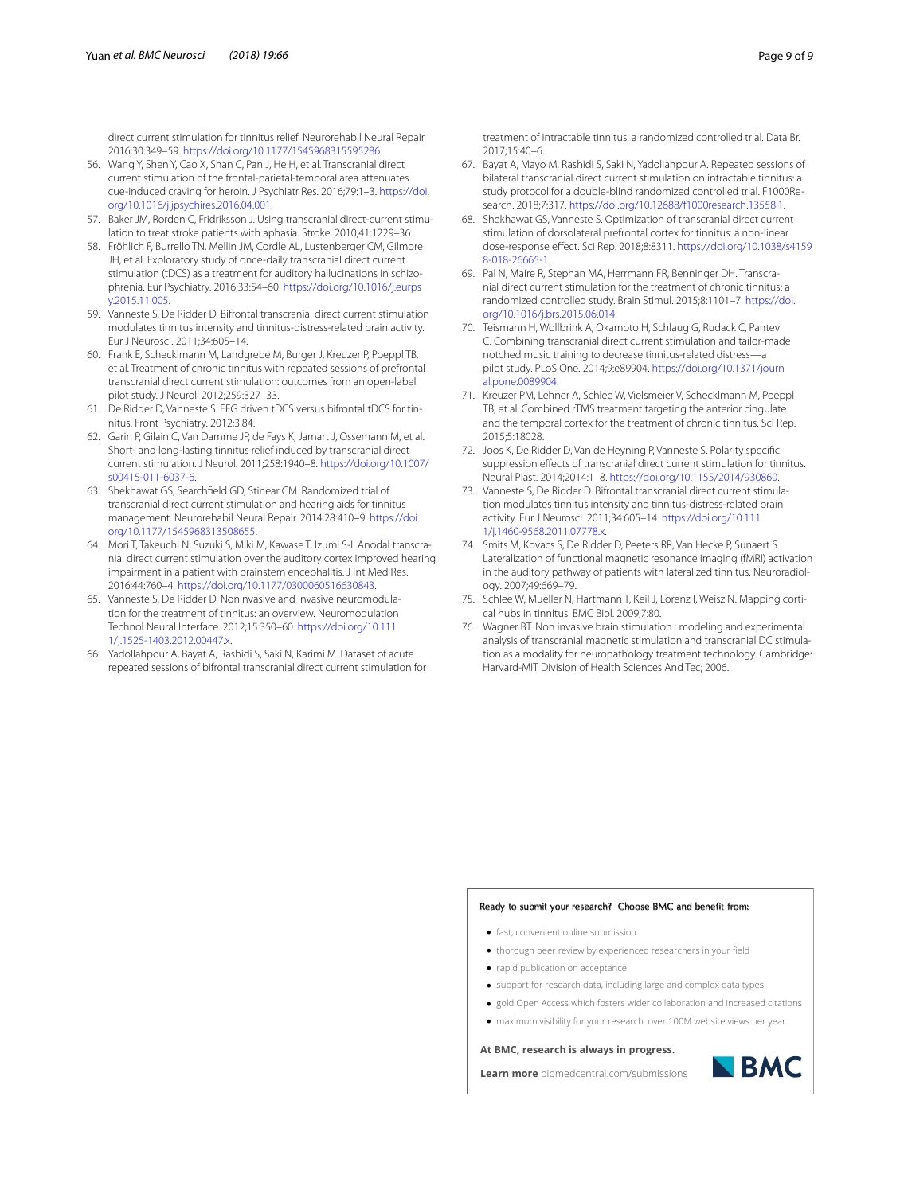direct current stimulation for tinnitus relief. Neurorehabil Neural Repair. 2016;30:349–59. https://doi.org/10.1177/1545968315595286.

56. Wang Y, Shen Y, Cao X, Shan C, Pan J, He H, et al. Transcranial direct current stimulation of the frontal-parietal-temporal area attenuates cue-induced craving for heroin. J Psychiatr Res. 2016;79:1–3. https://doi.org/10.1016/j.jpsychires.2016.04.001.
57. Baker JM, Rorden C, Fridriksson J. Using transcranial direct-current stimulation to treat stroke patients with aphasia. Stroke. 2010;41:1229–36.
58. Fröhlich F, Burrello TN, Mellin JM, Cordle AL, Lustenberger CM, Gilmore JH, et al. Exploratory study of once-daily transcranial direct current stimulation (tDCS) as a treatment for auditory hallucinations in schizophrenia. Eur Psychiatry. 2016;33:54–60. https://doi.org/10.1016/j.eurpsy.2015.11.005.
59. Vanneste S, De Ridder D. Bifrontal transcranial direct current stimulation modulates tinnitus intensity and tinnitus-distress-related brain activity. Eur J Neurosci. 2011;34:605–14.
60. Frank E, Schecklmann M, Landgrebe M, Burger J, Kreuzer P, Poeppl TB, et al. Treatment of chronic tinnitus with repeated sessions of prefrontal transcranial direct current stimulation: outcomes from an open-label pilot study. J Neurol. 2012;259:327–33.
61. De Ridder D, Vanneste S. EEG driven tDCS versus bifrontal tDCS for tinnitus. Front Psychiatry. 2012;3:84.
62. Garin P, Gilain C, Van Damme JP, de Fays K, Jamart J, Ossemann M, et al. Short- and long-lasting tinnitus relief induced by transcranial direct current stimulation. J Neurol. 2011;258:1940–8. https://doi.org/10.1007/s00415-011-6037-6.
63. Shekhawat GS, Searchfield GD, Stinear CM. Randomized trial of transcranial direct current stimulation and hearing aids for tinnitus management. Neurorehabil Neural Repair. 2014;28:410–9. https://doi.org/10.1177/1545968313508655.
64. Mori T, Takeuchi N, Suzuki S, Miki M, Kawase T, Izumi S-I. Anodal transcranial direct current stimulation over the auditory cortex improved hearing impairment in a patient with brainstem encephalitis. J Int Med Res. 2016;44:760–4. https://doi.org/10.1177/0300060516630843.
65. Vanneste S, De Ridder D. Noninvasive and invasive neuromodulation for the treatment of tinnitus: an overview. Neuromodulation Technol Neural Interface. 2012;15:350–60. https://doi.org/10.1111/j.1525-1403.2012.00447.x.
66. Yadollahpour A, Bayat A, Rashidi S, Saki N, Karimi M. Dataset of acute repeated sessions of bifrontal transcranial direct current stimulation for treatment of intractable tinnitus: a randomized controlled trial. Data Br. 2017;15:40–6.
67. Bayat A, Mayo M, Rashidi S, Saki N, Yadollahpour A. Repeated sessions of bilateral transcranial direct current stimulation on intractable tinnitus: a study protocol for a double-blind randomized controlled trial. F1000Research. 2018;7:317. https://doi.org/10.12688/f1000research.13558.1.
68. Shekhawat GS, Vanneste S. Optimization of transcranial direct current stimulation of dorsolateral prefrontal cortex for tinnitus: a non-linear dose-response effect. Sci Rep. 2018;8:8311. https://doi.org/10.1038/s41598-018-26665-1.
69. Pal N, Maire R, Stephan MA, Herrmann FR, Benninger DH. Transcranial direct current stimulation for the treatment of chronic tinnitus: a randomized controlled study. Brain Stimul. 2015;8:1101–7. https://doi.org/10.1016/j.brs.2015.06.014.
70. Teismann H, Wollbrink A, Okamoto H, Schlaug G, Rudack C, Pantev C. Combining transcranial direct current stimulation and tailor-made notched music training to decrease tinnitus-related distress—a pilot study. PLoS One. 2014;9:e89904. https://doi.org/10.1371/journal.pone.0089904.
71. Kreuzer PM, Lehner A, Schlee W, Vielsmeier V, Schecklmann M, Poeppl TB, et al. Combined rTMS treatment targeting the anterior cingulate and the temporal cortex for the treatment of chronic tinnitus. Sci Rep. 2015;5:18028.
72. Joos K, De Ridder D, Van de Heyning P, Vanneste S. Polarity specific suppression effects of transcranial direct current stimulation for tinnitus. Neural Plast. 2014;2014:1–8. https://doi.org/10.1155/2014/930860.
73. Vanneste S, De Ridder D. Bifrontal transcranial direct current stimulation modulates tinnitus intensity and tinnitus-distress-related brain activity. Eur J Neurosci. 2011;34:605–14. https://doi.org/10.1111/j.1460-9568.2011.07778.x.
74. Smits M, Kovacs S, De Ridder D, Peeters RR, Van Hecke P, Sunaert S. Lateralization of functional magnetic resonance imaging (fMRI) activation in the auditory pathway of patients with lateralized tinnitus. Neuroradiology. 2007;49:669–79.
75. Schlee W, Mueller N, Hartmann T, Keil J, Lorenz I, Weisz N. Mapping cortical hubs in tinnitus. BMC Biol. 2009;7:80.
76. Wagner BT. Non invasive brain stimulation : modeling and experimental analysis of transcranial magnetic stimulation and transcranial DC stimulation as a modality for neuropathology treatment technology. Cambridge: Harvard-MIT Division of Health Sciences And Tec; 2006.

Ready to submit your research? Choose BMC and benefit from:

- fast, convenient online submission
- thorough peer review by experienced researchers in your field
- rapid publication on acceptance
- support for research data, including large and complex data types
- gold Open Access which fosters wider collaboration and increased citations
- maximum visibility for your research: over 100M website views per year

**At BMC, research is always in progress.**

**Learn more** biomedcentral.com/submissions

BMC